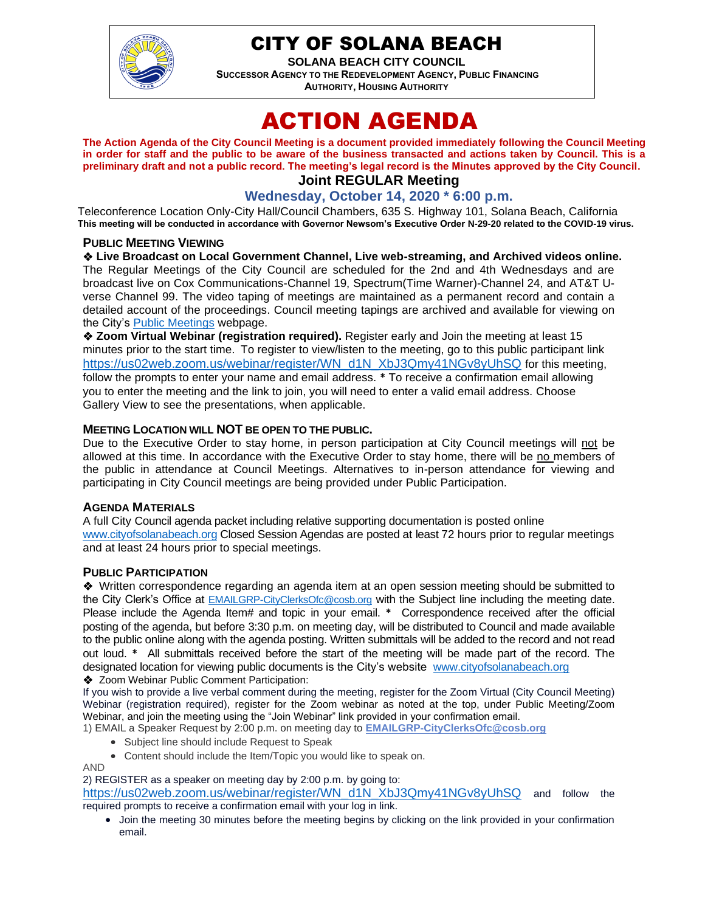# CITY OF SOLANA BEACH

**SOLANA BEACH CITY COUNCIL**

**SUCCESSOR AGENCY TO THE REDEVELOPMENT AGENCY, PUBLIC FINANCING AUTHORITY, HOUSING AUTHORITY**

# ACTION AGENDA

**The Action Agenda of the City Council Meeting is a document provided immediately following the Council Meeting in order for staff and the public to be aware of the business transacted and actions taken by Council. This is a preliminary draft and not a public record. The meeting's legal record is the Minutes approved by the City Council.**

## Joint REGULAR Meeting

### Wednesday, October 14, 2020 * 6:00 p.m.

Teleconference Location Only-City Hall/Council Chambers, 635 S. Highway 101, Solana Beach, California

**This meeting will be conducted in accordance with Governor Newsom's Executive Order N-29-20 related to the COVID-19 virus.**

### PUBLIC MEETING VIEWING

❖ **Live Broadcast on Local Government Channel, Live web-streaming, and Archived videos online.** The Regular Meetings of the City Council are scheduled for the 2nd and 4th Wednesdays and are broadcast live on Cox Communications-Channel 19, Spectrum(Time Warner)-Channel 24, and AT&T U-verse Channel 99. The video taping of meetings are maintained as a permanent record and contain a detailed account of the proceedings. Council meeting tapings are archived and available for viewing on the City's Public Meetings webpage.

❖ **Zoom Virtual Webinar (registration required).** Register early and Join the meeting at least 15 minutes prior to the start time. To register to view/listen to the meeting, go to this public participant link https://us02web.zoom.us/webinar/register/WN_d1N_XbJ3Qmy41NGv8yUhSQ for this meeting, follow the prompts to enter your name and email address. * To receive a confirmation email allowing you to enter the meeting and the link to join, you will need to enter a valid email address. Choose Gallery View to see the presentations, when applicable.

### MEETING LOCATION WILL NOT BE OPEN TO THE PUBLIC.

Due to the Executive Order to stay home, in person participation at City Council meetings will not be allowed at this time. In accordance with the Executive Order to stay home, there will be no members of the public in attendance at Council Meetings. Alternatives to in-person attendance for viewing and participating in City Council meetings are being provided under Public Participation.

### AGENDA MATERIALS

A full City Council agenda packet including relative supporting documentation is posted online www.cityofsolanabeach.org Closed Session Agendas are posted at least 72 hours prior to regular meetings and at least 24 hours prior to special meetings.

### PUBLIC PARTICIPATION

❖ Written correspondence regarding an agenda item at an open session meeting should be submitted to the City Clerk's Office at EMAILGRP-CityClerksOfc@cosb.org with the Subject line including the meeting date. Please include the Agenda Item# and topic in your email. * Correspondence received after the official posting of the agenda, but before 3:30 p.m. on meeting day, will be distributed to Council and made available to the public online along with the agenda posting. Written submittals will be added to the record and not read out loud. * All submittals received before the start of the meeting will be made part of the record. The designated location for viewing public documents is the City's website www.cityofsolanabeach.org

❖ Zoom Webinar Public Comment Participation:

If you wish to provide a live verbal comment during the meeting, register for the Zoom Virtual (City Council Meeting) Webinar (registration required), register for the Zoom webinar as noted at the top, under Public Meeting/Zoom Webinar, and join the meeting using the "Join Webinar" link provided in your confirmation email.

1) EMAIL a Speaker Request by 2:00 p.m. on meeting day to **EMAILGRP-CityClerksOfc@cosb.org**

- Subject line should include Request to Speak
- Content should include the Item/Topic you would like to speak on.

AND

2) REGISTER as a speaker on meeting day by 2:00 p.m. by going to: https://us02web.zoom.us/webinar/register/WN_d1N_XbJ3Qmy41NGv8yUhSQ and follow the required prompts to receive a confirmation email with your log in link.

- Join the meeting 30 minutes before the meeting begins by clicking on the link provided in your confirmation email.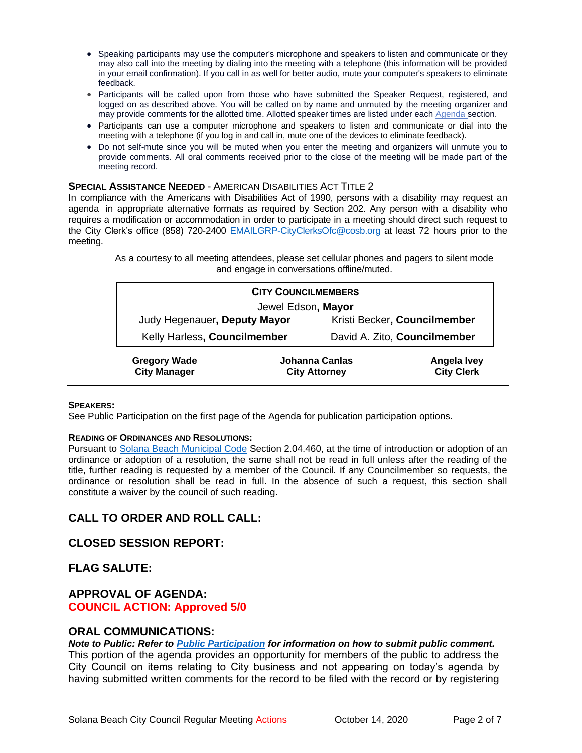- Speaking participants may use the computer's microphone and speakers to listen and communicate or they may also call into the meeting by dialing into the meeting with a telephone (this information will be provided in your email confirmation). If you call in as well for better audio, mute your computer's speakers to eliminate feedback.
- Participants will be called upon from those who have submitted the Speaker Request, registered, and logged on as described above. You will be called on by name and unmuted by the meeting organizer and may provide comments for the allotted time. Allotted speaker times are listed under each Agenda section.
- Participants can use a computer microphone and speakers to listen and communicate or dial into the meeting with a telephone (if you log in and call in, mute one of the devices to eliminate feedback).
- Do not self-mute since you will be muted when you enter the meeting and organizers will unmute you to provide comments. All oral comments received prior to the close of the meeting will be made part of the meeting record.

**SPECIAL ASSISTANCE NEEDED** - AMERICAN DISABILITIES ACT TITLE 2

In compliance with the Americans with Disabilities Act of 1990, persons with a disability may request an agenda in appropriate alternative formats as required by Section 202. Any person with a disability who requires a modification or accommodation in order to participate in a meeting should direct such request to the City Clerk's office (858) 720-2400 EMAILGRP-CityClerksOfc@cosb.org at least 72 hours prior to the meeting.

As a courtesy to all meeting attendees, please set cellular phones and pagers to silent mode and engage in conversations offline/muted.

| **CITY COUNCILMEMBERS** | |
|---|---|
| Jewel Edson, **Mayor** | |
| Judy Hegenauer, **Deputy Mayor** | Kristi Becker, **Councilmember** |
| Kelly Harless, **Councilmember** | David A. Zito, **Councilmember** |

| **Gregory Wade** | **Johanna Canlas** | **Angela Ivey** |
|---|---|---|
| **City Manager** | **City Attorney** | **City Clerk** |

**SPEAKERS:**

See Public Participation on the first page of the Agenda for publication participation options.

**READING OF ORDINANCES AND RESOLUTIONS:**

Pursuant to Solana Beach Municipal Code Section 2.04.460, at the time of introduction or adoption of an ordinance or adoption of a resolution, the same shall not be read in full unless after the reading of the title, further reading is requested by a member of the Council. If any Councilmember so requests, the ordinance or resolution shall be read in full. In the absence of such a request, this section shall constitute a waiver by the council of such reading.

## CALL TO ORDER AND ROLL CALL:

## CLOSED SESSION REPORT:

## FLAG SALUTE:

## APPROVAL OF AGENDA:
**COUNCIL ACTION: Approved 5/0**

## ORAL COMMUNICATIONS:

***Note to Public: Refer to Public Participation for information on how to submit public comment.***

This portion of the agenda provides an opportunity for members of the public to address the City Council on items relating to City business and not appearing on today's agenda by having submitted written comments for the record to be filed with the record or by registering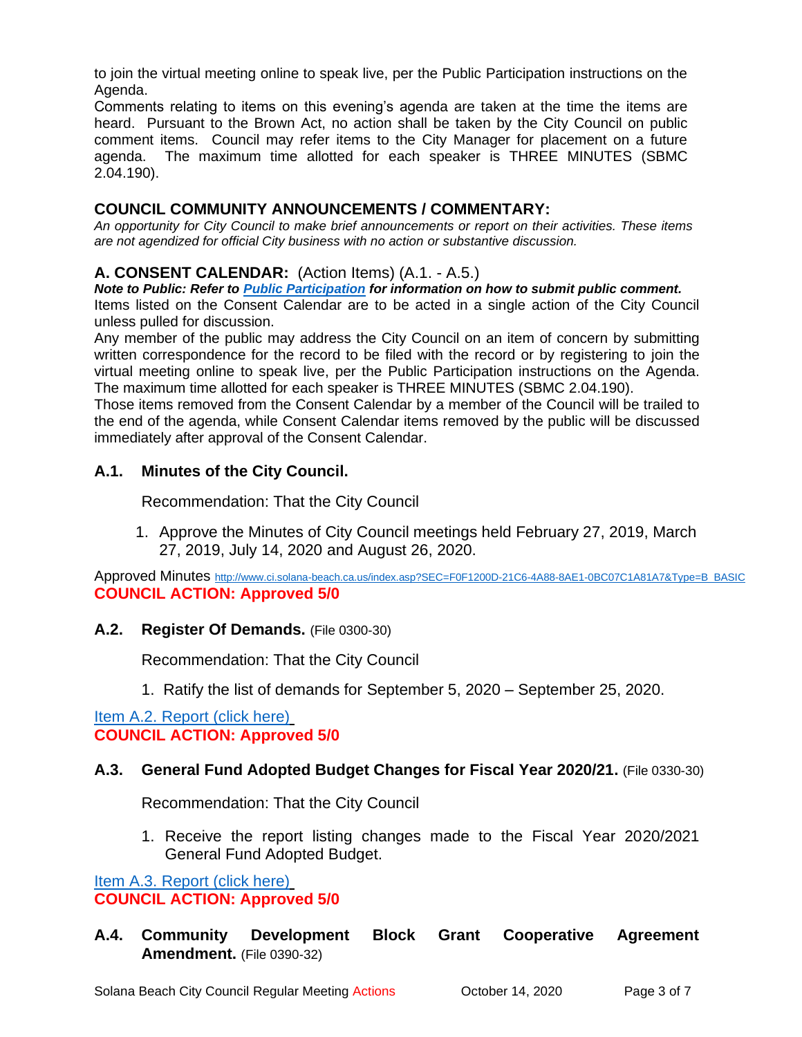to join the virtual meeting online to speak live, per the Public Participation instructions on the Agenda.

Comments relating to items on this evening's agenda are taken at the time the items are heard. Pursuant to the Brown Act, no action shall be taken by the City Council on public comment items. Council may refer items to the City Manager for placement on a future agenda. The maximum time allotted for each speaker is THREE MINUTES (SBMC 2.04.190).

## COUNCIL COMMUNITY ANNOUNCEMENTS / COMMENTARY:

*An opportunity for City Council to make brief announcements or report on their activities. These items are not agendized for official City business with no action or substantive discussion.*

## A. CONSENT CALENDAR: (Action Items) (A.1. - A.5.)

***Note to Public: Refer to Public Participation for information on how to submit public comment.***

Items listed on the Consent Calendar are to be acted in a single action of the City Council unless pulled for discussion.

Any member of the public may address the City Council on an item of concern by submitting written correspondence for the record to be filed with the record or by registering to join the virtual meeting online to speak live, per the Public Participation instructions on the Agenda. The maximum time allotted for each speaker is THREE MINUTES (SBMC 2.04.190).

Those items removed from the Consent Calendar by a member of the Council will be trailed to the end of the agenda, while Consent Calendar items removed by the public will be discussed immediately after approval of the Consent Calendar.

### A.1. Minutes of the City Council.

Recommendation: That the City Council

1. Approve the Minutes of City Council meetings held February 27, 2019, March 27, 2019, July 14, 2020 and August 26, 2020.

Approved Minutes http://www.ci.solana-beach.ca.us/index.asp?SEC=F0F1200D-21C6-4A88-8AE1-0BC07C1A81A7&Type=B_BASIC

**COUNCIL ACTION: Approved 5/0**

### A.2. Register Of Demands. (File 0300-30)

Recommendation: That the City Council

1. Ratify the list of demands for September 5, 2020 – September 25, 2020.

Item A.2. Report (click here)

**COUNCIL ACTION: Approved 5/0**

### A.3. General Fund Adopted Budget Changes for Fiscal Year 2020/21. (File 0330-30)

Recommendation: That the City Council

1. Receive the report listing changes made to the Fiscal Year 2020/2021 General Fund Adopted Budget.

Item A.3. Report (click here)

**COUNCIL ACTION: Approved 5/0**

### A.4. Community Development Block Grant Cooperative Agreement Amendment. (File 0390-32)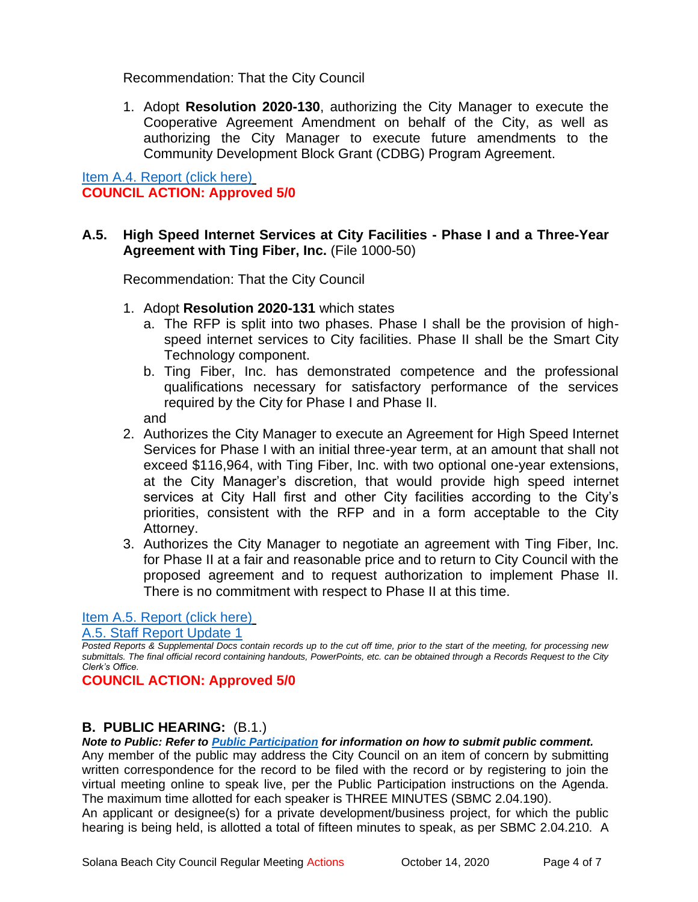Recommendation: That the City Council

1. Adopt **Resolution 2020-130**, authorizing the City Manager to execute the Cooperative Agreement Amendment on behalf of the City, as well as authorizing the City Manager to execute future amendments to the Community Development Block Grant (CDBG) Program Agreement.

Item A.4. Report (click here)
**COUNCIL ACTION: Approved 5/0**

### A.5. High Speed Internet Services at City Facilities - Phase I and a Three-Year Agreement with Ting Fiber, Inc. (File 1000-50)

Recommendation: That the City Council

1. Adopt **Resolution 2020-131** which states
   a. The RFP is split into two phases. Phase I shall be the provision of high-speed internet services to City facilities. Phase II shall be the Smart City Technology component.
   b. Ting Fiber, Inc. has demonstrated competence and the professional qualifications necessary for satisfactory performance of the services required by the City for Phase I and Phase II.

   and
2. Authorizes the City Manager to execute an Agreement for High Speed Internet Services for Phase I with an initial three-year term, at an amount that shall not exceed $116,964, with Ting Fiber, Inc. with two optional one-year extensions, at the City Manager's discretion, that would provide high speed internet services at City Hall first and other City facilities according to the City's priorities, consistent with the RFP and in a form acceptable to the City Attorney.
3. Authorizes the City Manager to negotiate an agreement with Ting Fiber, Inc. for Phase II at a fair and reasonable price and to return to City Council with the proposed agreement and to request authorization to implement Phase II. There is no commitment with respect to Phase II at this time.

Item A.5. Report (click here)
A.5. Staff Report Update 1

*Posted Reports & Supplemental Docs contain records up to the cut off time, prior to the start of the meeting, for processing new submittals. The final official record containing handouts, PowerPoints, etc. can be obtained through a Records Request to the City Clerk's Office.*

**COUNCIL ACTION: Approved 5/0**

## B. PUBLIC HEARING: (B.1.)

***Note to Public: Refer to Public Participation for information on how to submit public comment.***

Any member of the public may address the City Council on an item of concern by submitting written correspondence for the record to be filed with the record or by registering to join the virtual meeting online to speak live, per the Public Participation instructions on the Agenda. The maximum time allotted for each speaker is THREE MINUTES (SBMC 2.04.190).

An applicant or designee(s) for a private development/business project, for which the public hearing is being held, is allotted a total of fifteen minutes to speak, as per SBMC 2.04.210. A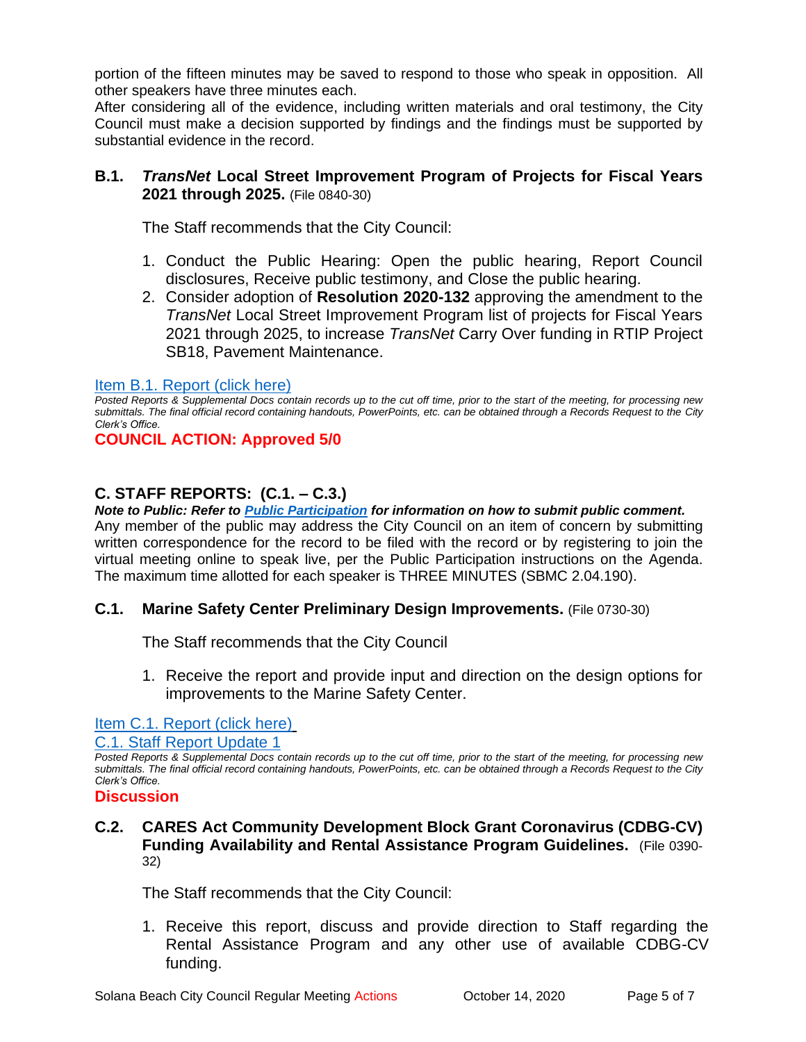portion of the fifteen minutes may be saved to respond to those who speak in opposition. All other speakers have three minutes each.
After considering all of the evidence, including written materials and oral testimony, the City Council must make a decision supported by findings and the findings must be supported by substantial evidence in the record.

### B.1. *TransNet* Local Street Improvement Program of Projects for Fiscal Years 2021 through 2025. (File 0840-30)

The Staff recommends that the City Council:

1. Conduct the Public Hearing: Open the public hearing, Report Council disclosures, Receive public testimony, and Close the public hearing.
2. Consider adoption of **Resolution 2020-132** approving the amendment to the *TransNet* Local Street Improvement Program list of projects for Fiscal Years 2021 through 2025, to increase *TransNet* Carry Over funding in RTIP Project SB18, Pavement Maintenance.

[Item B.1. Report (click here)]

*Posted Reports & Supplemental Docs contain records up to the cut off time, prior to the start of the meeting, for processing new submittals. The final official record containing handouts, PowerPoints, etc. can be obtained through a Records Request to the City Clerk's Office.*

**COUNCIL ACTION: Approved 5/0**

## C. STAFF REPORTS: (C.1. – C.3.)

***Note to Public: Refer to Public Participation for information on how to submit public comment.***

Any member of the public may address the City Council on an item of concern by submitting written correspondence for the record to be filed with the record or by registering to join the virtual meeting online to speak live, per the Public Participation instructions on the Agenda. The maximum time allotted for each speaker is THREE MINUTES (SBMC 2.04.190).

### C.1. Marine Safety Center Preliminary Design Improvements. (File 0730-30)

The Staff recommends that the City Council

1. Receive the report and provide input and direction on the design options for improvements to the Marine Safety Center.

[Item C.1. Report (click here)]

[C.1. Staff Report Update 1]

*Posted Reports & Supplemental Docs contain records up to the cut off time, prior to the start of the meeting, for processing new submittals. The final official record containing handouts, PowerPoints, etc. can be obtained through a Records Request to the City Clerk's Office.*

**Discussion**

### C.2. CARES Act Community Development Block Grant Coronavirus (CDBG-CV) Funding Availability and Rental Assistance Program Guidelines. (File 0390-32)

The Staff recommends that the City Council:

1. Receive this report, discuss and provide direction to Staff regarding the Rental Assistance Program and any other use of available CDBG-CV funding.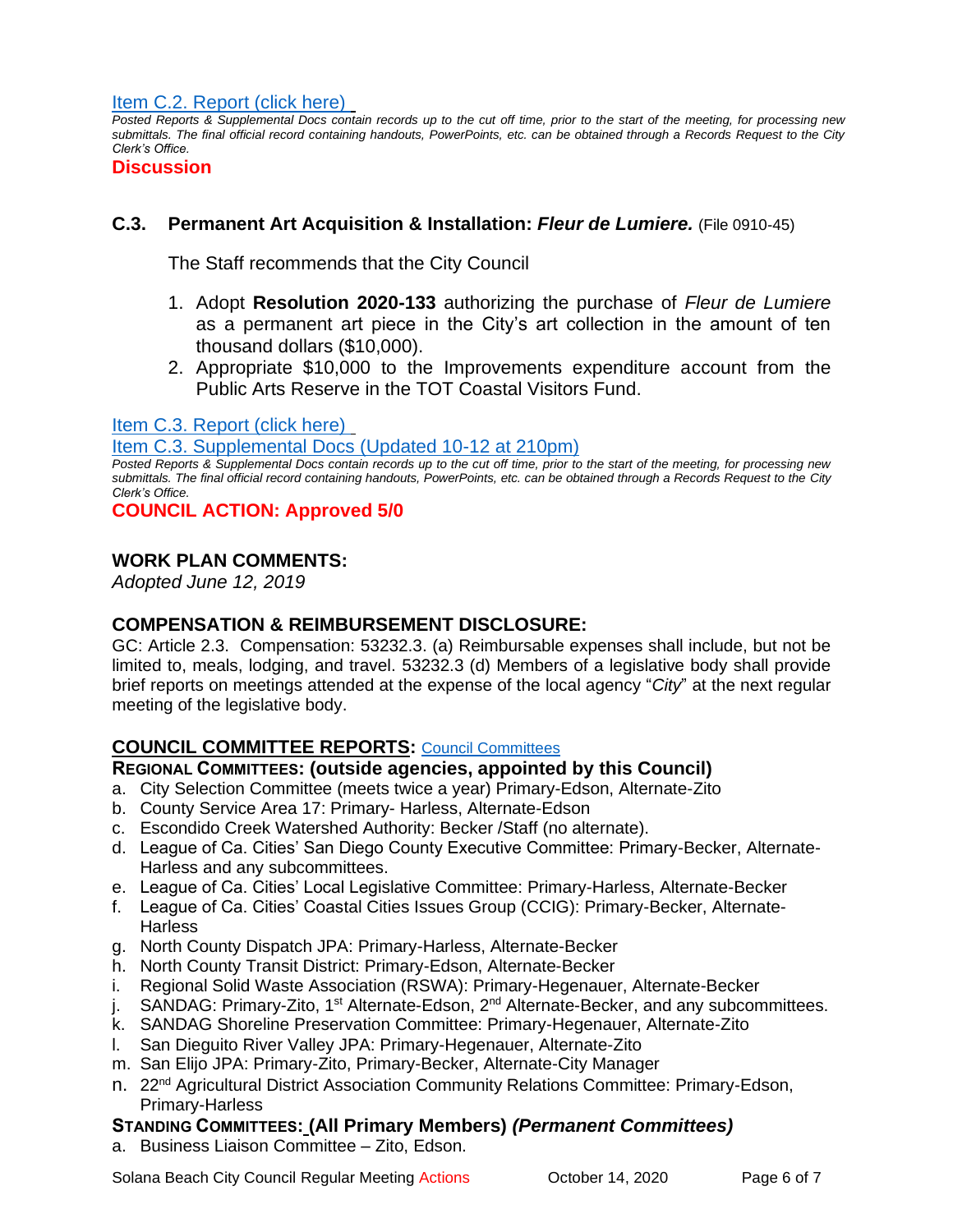[Item C.2. Report (click here)](#)

*Posted Reports & Supplemental Docs contain records up to the cut off time, prior to the start of the meeting, for processing new submittals. The final official record containing handouts, PowerPoints, etc. can be obtained through a Records Request to the City Clerk's Office.*

**Discussion**

### C.3. Permanent Art Acquisition & Installation: *Fleur de Lumiere.* (File 0910-45)

The Staff recommends that the City Council

1. Adopt **Resolution 2020-133** authorizing the purchase of *Fleur de Lumiere* as a permanent art piece in the City's art collection in the amount of ten thousand dollars ($10,000).
2. Appropriate $10,000 to the Improvements expenditure account from the Public Arts Reserve in the TOT Coastal Visitors Fund.

[Item C.3. Report (click here)](#)

[Item C.3. Supplemental Docs (Updated 10-12 at 210pm)](#)

*Posted Reports & Supplemental Docs contain records up to the cut off time, prior to the start of the meeting, for processing new submittals. The final official record containing handouts, PowerPoints, etc. can be obtained through a Records Request to the City Clerk's Office.*

**COUNCIL ACTION: Approved 5/0**

## WORK PLAN COMMENTS:

*Adopted June 12, 2019*

## COMPENSATION & REIMBURSEMENT DISCLOSURE:

GC: Article 2.3. Compensation: 53232.3. (a) Reimbursable expenses shall include, but not be limited to, meals, lodging, and travel. 53232.3 (d) Members of a legislative body shall provide brief reports on meetings attended at the expense of the local agency "*City*" at the next regular meeting of the legislative body.

## COUNCIL COMMITTEE REPORTS: [Council Committees](#)

### REGIONAL COMMITTEES: (outside agencies, appointed by this Council)

a. City Selection Committee (meets twice a year) Primary-Edson, Alternate-Zito
b. County Service Area 17: Primary- Harless, Alternate-Edson
c. Escondido Creek Watershed Authority: Becker /Staff (no alternate).
d. League of Ca. Cities' San Diego County Executive Committee: Primary-Becker, Alternate-Harless and any subcommittees.
e. League of Ca. Cities' Local Legislative Committee: Primary-Harless, Alternate-Becker
f. League of Ca. Cities' Coastal Cities Issues Group (CCIG): Primary-Becker, Alternate-Harless
g. North County Dispatch JPA: Primary-Harless, Alternate-Becker
h. North County Transit District: Primary-Edson, Alternate-Becker
i. Regional Solid Waste Association (RSWA): Primary-Hegenauer, Alternate-Becker
j. SANDAG: Primary-Zito, 1st Alternate-Edson, 2nd Alternate-Becker, and any subcommittees.
k. SANDAG Shoreline Preservation Committee: Primary-Hegenauer, Alternate-Zito
l. San Dieguito River Valley JPA: Primary-Hegenauer, Alternate-Zito
m. San Elijo JPA: Primary-Zito, Primary-Becker, Alternate-City Manager
n. 22nd Agricultural District Association Community Relations Committee: Primary-Edson, Primary-Harless

### STANDING COMMITTEES: (All Primary Members) *(Permanent Committees)*

a. Business Liaison Committee – Zito, Edson.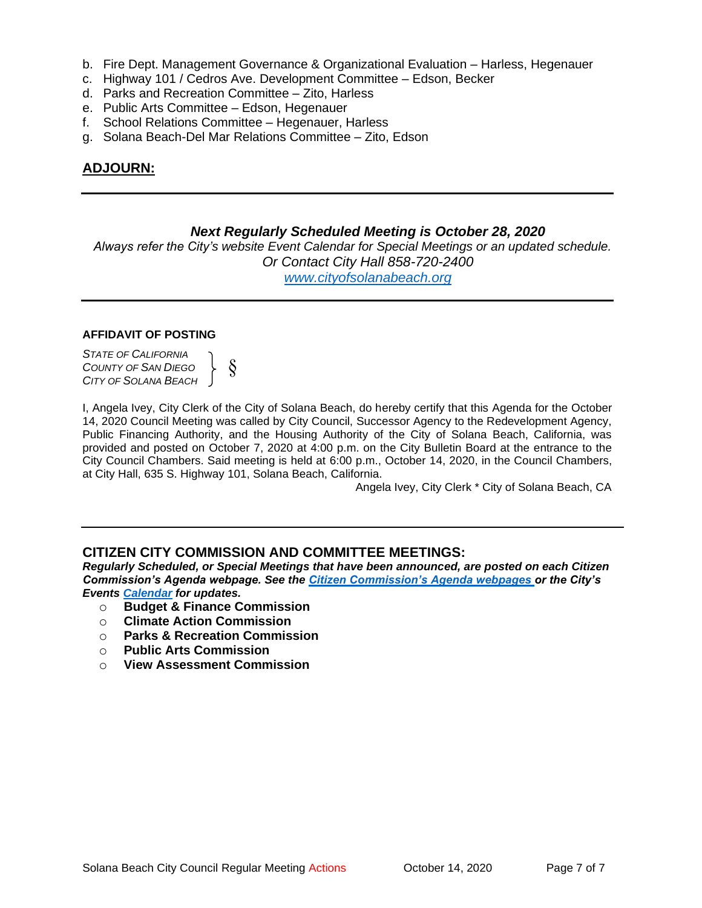b. Fire Dept. Management Governance & Organizational Evaluation – Harless, Hegenauer
c. Highway 101 / Cedros Ave. Development Committee – Edson, Becker
d. Parks and Recreation Committee – Zito, Harless
e. Public Arts Committee – Edson, Hegenauer
f. School Relations Committee – Hegenauer, Harless
g. Solana Beach-Del Mar Relations Committee – Zito, Edson

## ADJOURN:

---

***Next Regularly Scheduled Meeting is October 28, 2020***

*Always refer the City's website Event Calendar for Special Meetings or an updated schedule.*
*Or Contact City Hall 858-720-2400*
*www.cityofsolanabeach.org*

---

**AFFIDAVIT OF POSTING**

*STATE OF CALIFORNIA*
*COUNTY OF SAN DIEGO* } §
*CITY OF SOLANA BEACH*

I, Angela Ivey, City Clerk of the City of Solana Beach, do hereby certify that this Agenda for the October 14, 2020 Council Meeting was called by City Council, Successor Agency to the Redevelopment Agency, Public Financing Authority, and the Housing Authority of the City of Solana Beach, California, was provided and posted on October 7, 2020 at 4:00 p.m. on the City Bulletin Board at the entrance to the City Council Chambers. Said meeting is held at 6:00 p.m., October 14, 2020, in the Council Chambers, at City Hall, 635 S. Highway 101, Solana Beach, California.

Angela Ivey, City Clerk * City of Solana Beach, CA

---

## CITIZEN CITY COMMISSION AND COMMITTEE MEETINGS:

***Regularly Scheduled, or Special Meetings that have been announced, are posted on each Citizen Commission's Agenda webpage. See the Citizen Commission's Agenda webpages or the City's Events Calendar for updates.***

- **Budget & Finance Commission**
- **Climate Action Commission**
- **Parks & Recreation Commission**
- **Public Arts Commission**
- **View Assessment Commission**